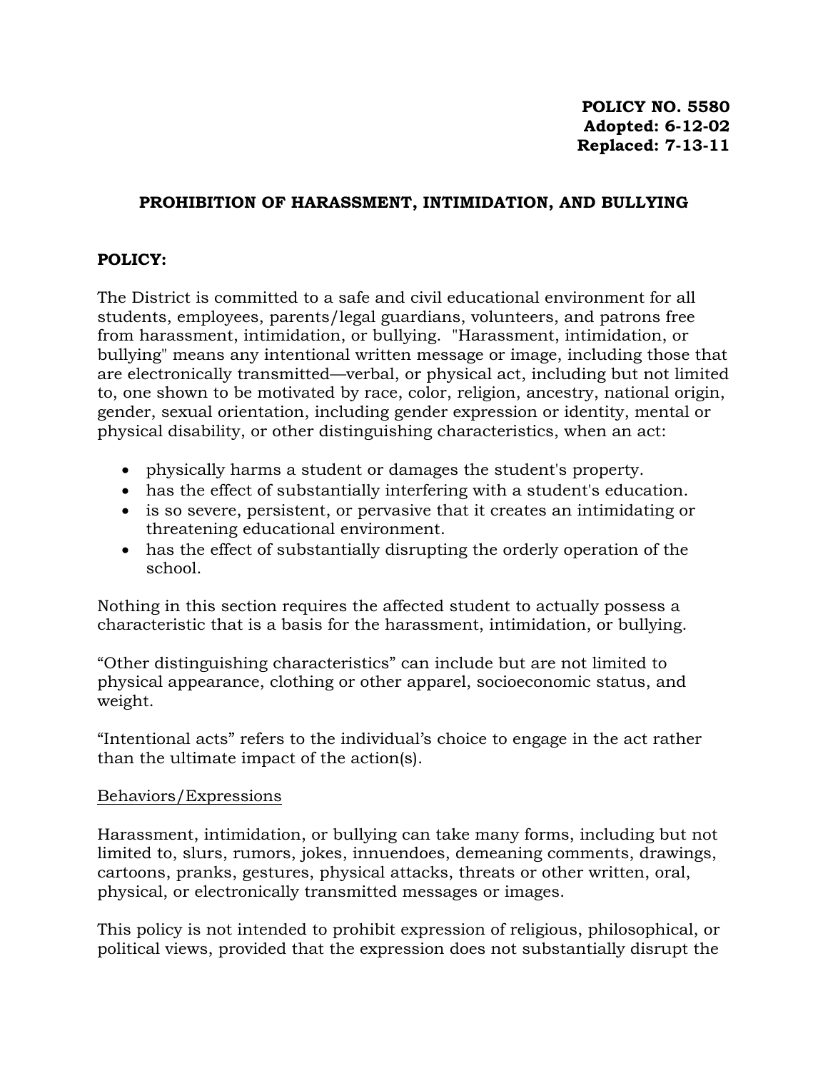**POLICY NO. 5580**
**Adopted: 6-12-02**
**Replaced: 7-13-11**

# PROHIBITION OF HARASSMENT, INTIMIDATION, AND BULLYING

## POLICY:

The District is committed to a safe and civil educational environment for all students, employees, parents/legal guardians, volunteers, and patrons free from harassment, intimidation, or bullying. "Harassment, intimidation, or bullying" means any intentional written message or image, including those that are electronically transmitted—verbal, or physical act, including but not limited to, one shown to be motivated by race, color, religion, ancestry, national origin, gender, sexual orientation, including gender expression or identity, mental or physical disability, or other distinguishing characteristics, when an act:

- physically harms a student or damages the student's property.
- has the effect of substantially interfering with a student's education.
- is so severe, persistent, or pervasive that it creates an intimidating or threatening educational environment.
- has the effect of substantially disrupting the orderly operation of the school.

Nothing in this section requires the affected student to actually possess a characteristic that is a basis for the harassment, intimidation, or bullying.

"Other distinguishing characteristics" can include but are not limited to physical appearance, clothing or other apparel, socioeconomic status, and weight.

"Intentional acts" refers to the individual's choice to engage in the act rather than the ultimate impact of the action(s).

<u>Behaviors/Expressions</u>

Harassment, intimidation, or bullying can take many forms, including but not limited to, slurs, rumors, jokes, innuendoes, demeaning comments, drawings, cartoons, pranks, gestures, physical attacks, threats or other written, oral, physical, or electronically transmitted messages or images.

This policy is not intended to prohibit expression of religious, philosophical, or political views, provided that the expression does not substantially disrupt the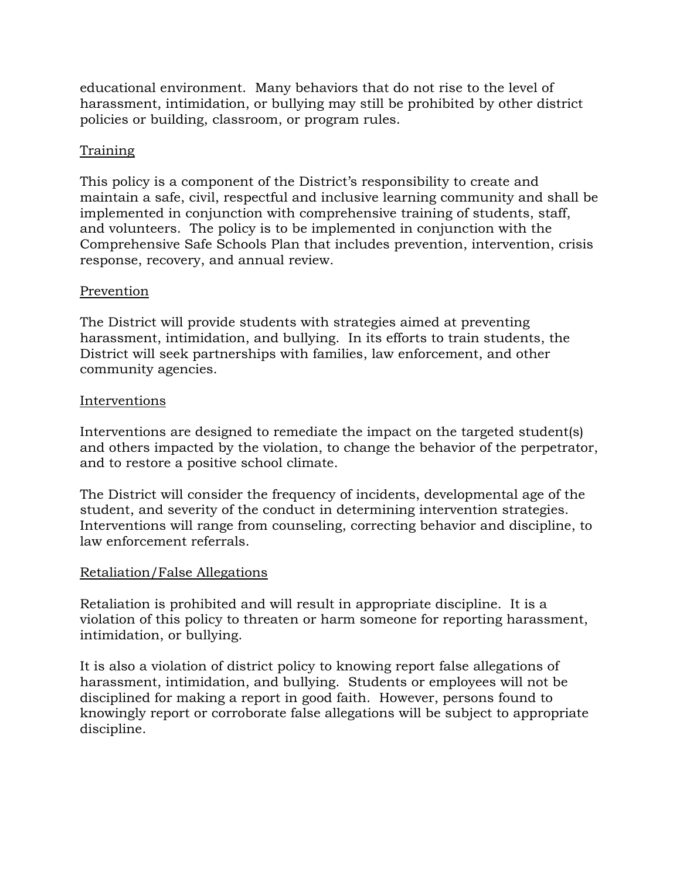educational environment. Many behaviors that do not rise to the level of harassment, intimidation, or bullying may still be prohibited by other district policies or building, classroom, or program rules.

<u>Training</u>

This policy is a component of the District's responsibility to create and maintain a safe, civil, respectful and inclusive learning community and shall be implemented in conjunction with comprehensive training of students, staff, and volunteers. The policy is to be implemented in conjunction with the Comprehensive Safe Schools Plan that includes prevention, intervention, crisis response, recovery, and annual review.

<u>Prevention</u>

The District will provide students with strategies aimed at preventing harassment, intimidation, and bullying. In its efforts to train students, the District will seek partnerships with families, law enforcement, and other community agencies.

<u>Interventions</u>

Interventions are designed to remediate the impact on the targeted student(s) and others impacted by the violation, to change the behavior of the perpetrator, and to restore a positive school climate.

The District will consider the frequency of incidents, developmental age of the student, and severity of the conduct in determining intervention strategies. Interventions will range from counseling, correcting behavior and discipline, to law enforcement referrals.

<u>Retaliation/False Allegations</u>

Retaliation is prohibited and will result in appropriate discipline. It is a violation of this policy to threaten or harm someone for reporting harassment, intimidation, or bullying.

It is also a violation of district policy to knowing report false allegations of harassment, intimidation, and bullying. Students or employees will not be disciplined for making a report in good faith. However, persons found to knowingly report or corroborate false allegations will be subject to appropriate discipline.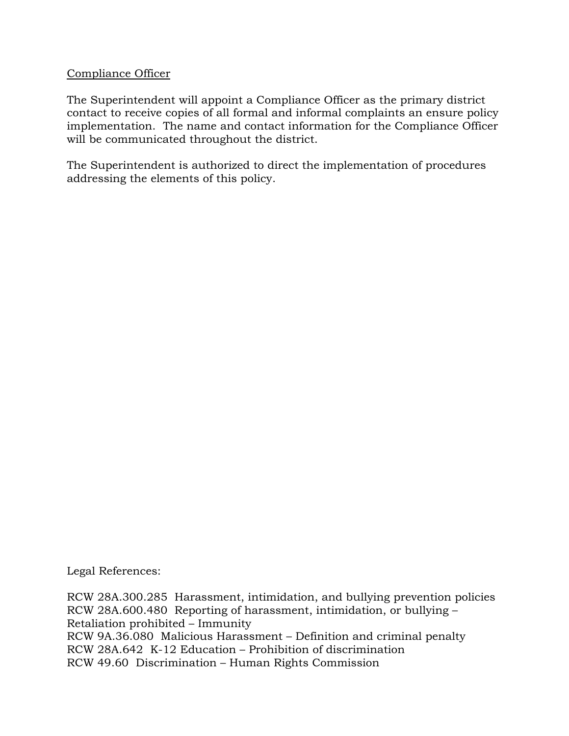<u>Compliance Officer</u>

The Superintendent will appoint a Compliance Officer as the primary district contact to receive copies of all formal and informal complaints an ensure policy implementation. The name and contact information for the Compliance Officer will be communicated throughout the district.

The Superintendent is authorized to direct the implementation of procedures addressing the elements of this policy.

Legal References:

RCW 28A.300.285 Harassment, intimidation, and bullying prevention policies
RCW 28A.600.480 Reporting of harassment, intimidation, or bullying – Retaliation prohibited – Immunity
RCW 9A.36.080 Malicious Harassment – Definition and criminal penalty
RCW 28A.642 K-12 Education – Prohibition of discrimination
RCW 49.60 Discrimination – Human Rights Commission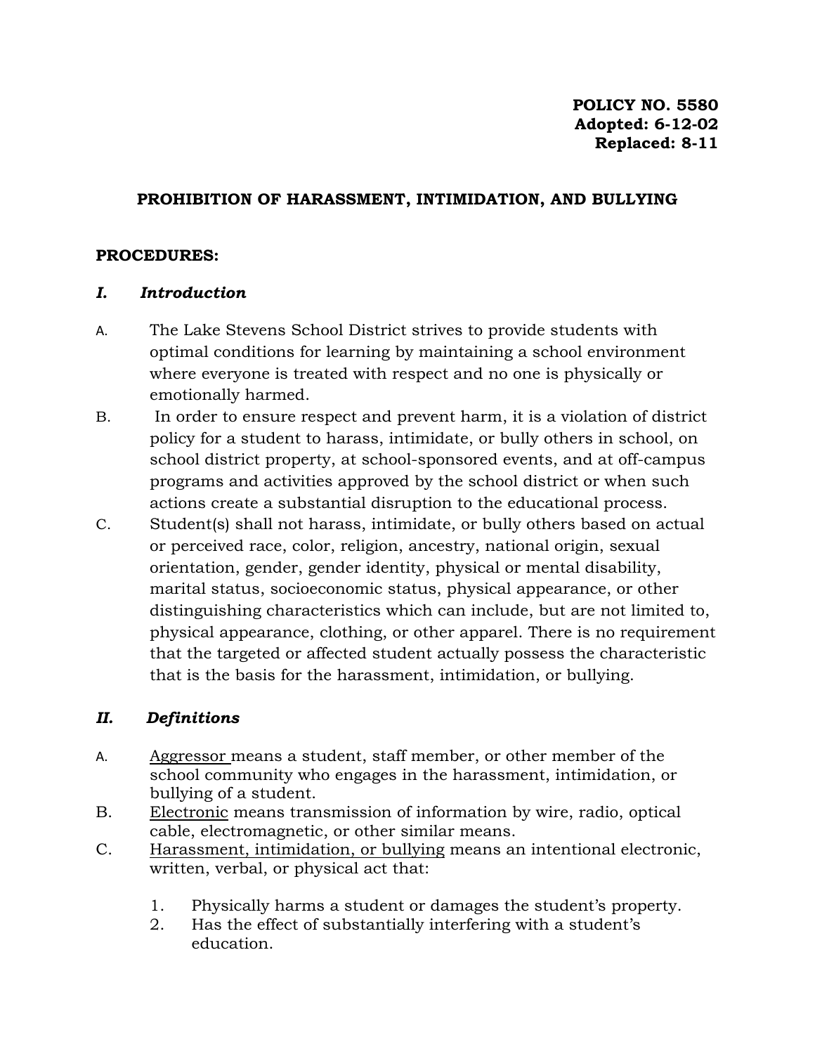**POLICY NO. 5580**
**Adopted: 6-12-02**
**Replaced: 8-11**

## PROHIBITION OF HARASSMENT, INTIMIDATION, AND BULLYING

**PROCEDURES:**

### *I. Introduction*

A. The Lake Stevens School District strives to provide students with optimal conditions for learning by maintaining a school environment where everyone is treated with respect and no one is physically or emotionally harmed.

B. In order to ensure respect and prevent harm, it is a violation of district policy for a student to harass, intimidate, or bully others in school, on school district property, at school-sponsored events, and at off-campus programs and activities approved by the school district or when such actions create a substantial disruption to the educational process.

C. Student(s) shall not harass, intimidate, or bully others based on actual or perceived race, color, religion, ancestry, national origin, sexual orientation, gender, gender identity, physical or mental disability, marital status, socioeconomic status, physical appearance, or other distinguishing characteristics which can include, but are not limited to, physical appearance, clothing, or other apparel. There is no requirement that the targeted or affected student actually possess the characteristic that is the basis for the harassment, intimidation, or bullying.

### *II. Definitions*

A. <u>Aggressor</u> means a student, staff member, or other member of the school community who engages in the harassment, intimidation, or bullying of a student.

B. <u>Electronic</u> means transmission of information by wire, radio, optical cable, electromagnetic, or other similar means.

C. <u>Harassment, intimidation, or bullying</u> means an intentional electronic, written, verbal, or physical act that:

1. Physically harms a student or damages the student's property.
2. Has the effect of substantially interfering with a student's education.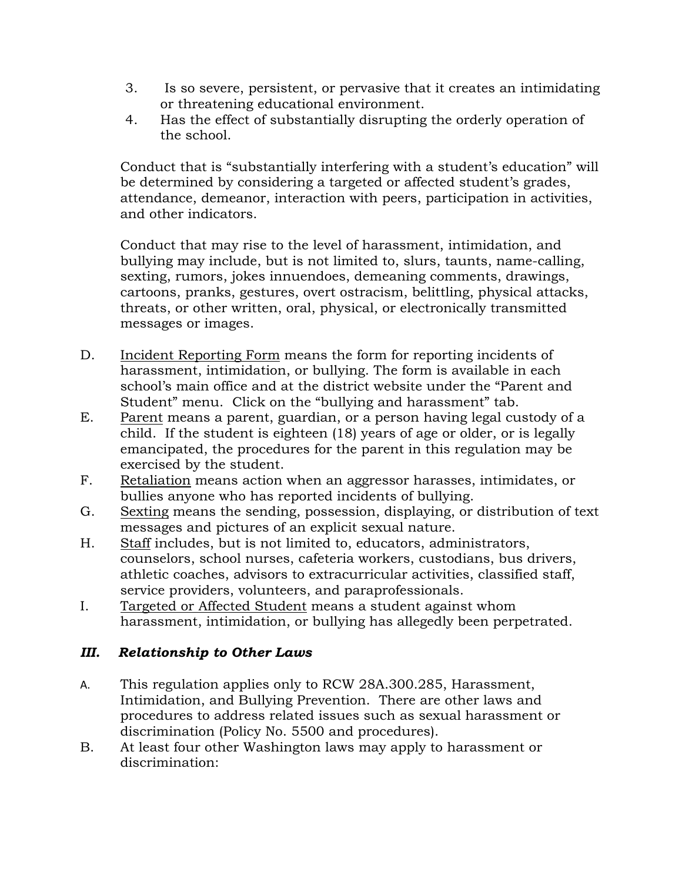3. Is so severe, persistent, or pervasive that it creates an intimidating or threatening educational environment.
4. Has the effect of substantially disrupting the orderly operation of the school.

Conduct that is "substantially interfering with a student's education" will be determined by considering a targeted or affected student's grades, attendance, demeanor, interaction with peers, participation in activities, and other indicators.

Conduct that may rise to the level of harassment, intimidation, and bullying may include, but is not limited to, slurs, taunts, name-calling, sexting, rumors, jokes innuendoes, demeaning comments, drawings, cartoons, pranks, gestures, overt ostracism, belittling, physical attacks, threats, or other written, oral, physical, or electronically transmitted messages or images.

D. Incident Reporting Form means the form for reporting incidents of harassment, intimidation, or bullying. The form is available in each school's main office and at the district website under the "Parent and Student" menu. Click on the "bullying and harassment" tab.

E. Parent means a parent, guardian, or a person having legal custody of a child. If the student is eighteen (18) years of age or older, or is legally emancipated, the procedures for the parent in this regulation may be exercised by the student.

F. Retaliation means action when an aggressor harasses, intimidates, or bullies anyone who has reported incidents of bullying.

G. Sexting means the sending, possession, displaying, or distribution of text messages and pictures of an explicit sexual nature.

H. Staff includes, but is not limited to, educators, administrators, counselors, school nurses, cafeteria workers, custodians, bus drivers, athletic coaches, advisors to extracurricular activities, classified staff, service providers, volunteers, and paraprofessionals.

I. Targeted or Affected Student means a student against whom harassment, intimidation, or bullying has allegedly been perpetrated.

## *III. Relationship to Other Laws*

A. This regulation applies only to RCW 28A.300.285, Harassment, Intimidation, and Bullying Prevention. There are other laws and procedures to address related issues such as sexual harassment or discrimination (Policy No. 5500 and procedures).

B. At least four other Washington laws may apply to harassment or discrimination: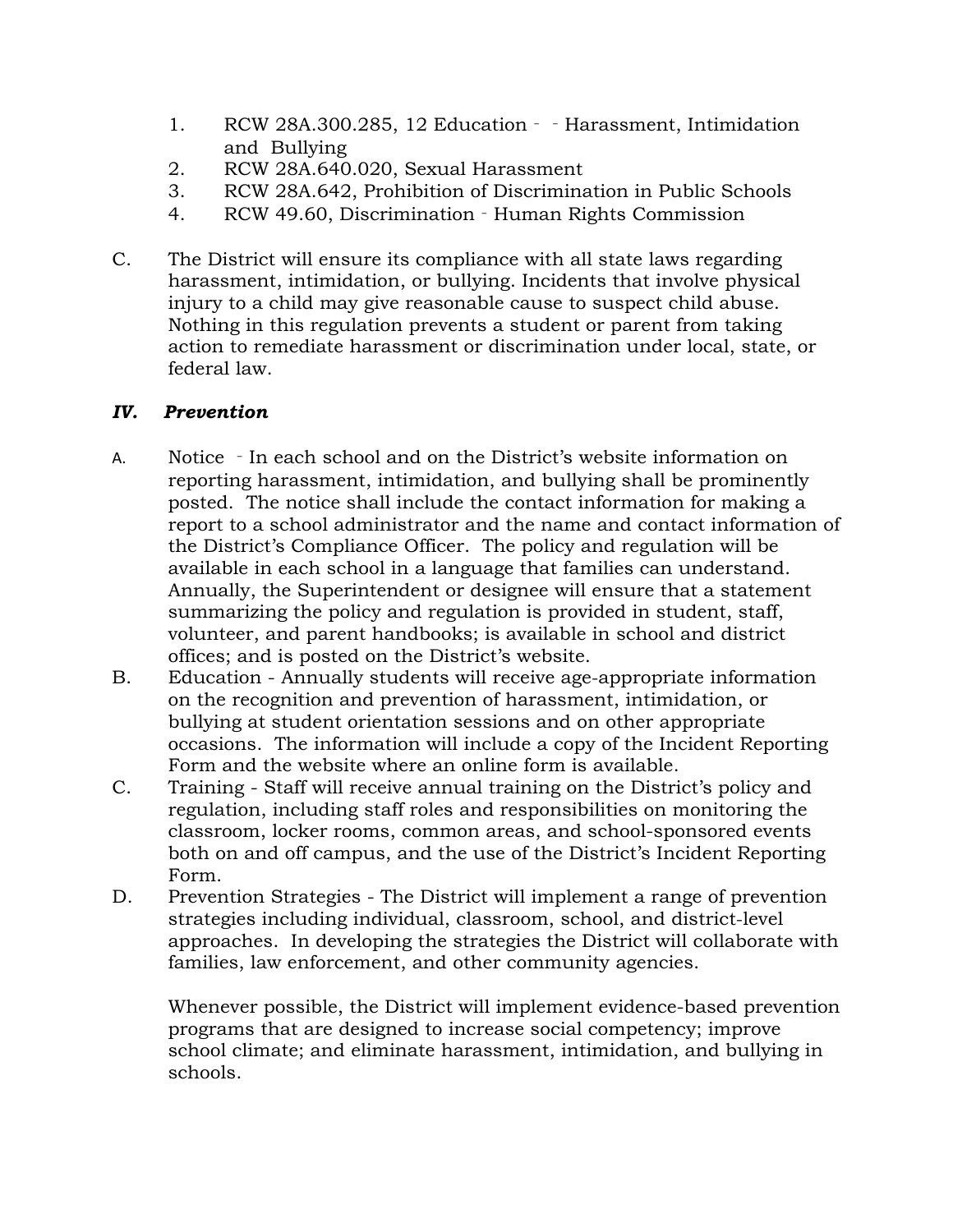1. RCW 28A.300.285, 12 Education ‐ ‐ Harassment, Intimidation and Bullying
2. RCW 28A.640.020, Sexual Harassment
3. RCW 28A.642, Prohibition of Discrimination in Public Schools
4. RCW 49.60, Discrimination ‐ Human Rights Commission

C. The District will ensure its compliance with all state laws regarding harassment, intimidation, or bullying. Incidents that involve physical injury to a child may give reasonable cause to suspect child abuse. Nothing in this regulation prevents a student or parent from taking action to remediate harassment or discrimination under local, state, or federal law.

## *IV. Prevention*

A. Notice ‐ In each school and on the District's website information on reporting harassment, intimidation, and bullying shall be prominently posted. The notice shall include the contact information for making a report to a school administrator and the name and contact information of the District's Compliance Officer. The policy and regulation will be available in each school in a language that families can understand. Annually, the Superintendent or designee will ensure that a statement summarizing the policy and regulation is provided in student, staff, volunteer, and parent handbooks; is available in school and district offices; and is posted on the District's website.

B. Education - Annually students will receive age-appropriate information on the recognition and prevention of harassment, intimidation, or bullying at student orientation sessions and on other appropriate occasions. The information will include a copy of the Incident Reporting Form and the website where an online form is available.

C. Training - Staff will receive annual training on the District's policy and regulation, including staff roles and responsibilities on monitoring the classroom, locker rooms, common areas, and school-sponsored events both on and off campus, and the use of the District's Incident Reporting Form.

D. Prevention Strategies - The District will implement a range of prevention strategies including individual, classroom, school, and district-level approaches. In developing the strategies the District will collaborate with families, law enforcement, and other community agencies.

   Whenever possible, the District will implement evidence-based prevention programs that are designed to increase social competency; improve school climate; and eliminate harassment, intimidation, and bullying in schools.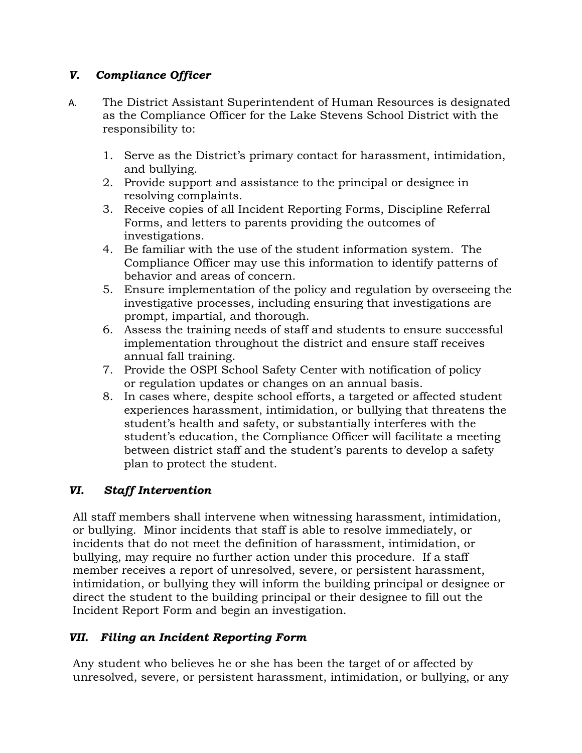## *V. Compliance Officer*

A. The District Assistant Superintendent of Human Resources is designated as the Compliance Officer for the Lake Stevens School District with the responsibility to:

1. Serve as the District's primary contact for harassment, intimidation, and bullying.
2. Provide support and assistance to the principal or designee in resolving complaints.
3. Receive copies of all Incident Reporting Forms, Discipline Referral Forms, and letters to parents providing the outcomes of investigations.
4. Be familiar with the use of the student information system. The Compliance Officer may use this information to identify patterns of behavior and areas of concern.
5. Ensure implementation of the policy and regulation by overseeing the investigative processes, including ensuring that investigations are prompt, impartial, and thorough.
6. Assess the training needs of staff and students to ensure successful implementation throughout the district and ensure staff receives annual fall training.
7. Provide the OSPI School Safety Center with notification of policy or regulation updates or changes on an annual basis.
8. In cases where, despite school efforts, a targeted or affected student experiences harassment, intimidation, or bullying that threatens the student's health and safety, or substantially interferes with the student's education, the Compliance Officer will facilitate a meeting between district staff and the student's parents to develop a safety plan to protect the student.

## *VI. Staff Intervention*

All staff members shall intervene when witnessing harassment, intimidation, or bullying. Minor incidents that staff is able to resolve immediately, or incidents that do not meet the definition of harassment, intimidation, or bullying, may require no further action under this procedure. If a staff member receives a report of unresolved, severe, or persistent harassment, intimidation, or bullying they will inform the building principal or designee or direct the student to the building principal or their designee to fill out the Incident Report Form and begin an investigation.

## *VII. Filing an Incident Reporting Form*

Any student who believes he or she has been the target of or affected by unresolved, severe, or persistent harassment, intimidation, or bullying, or any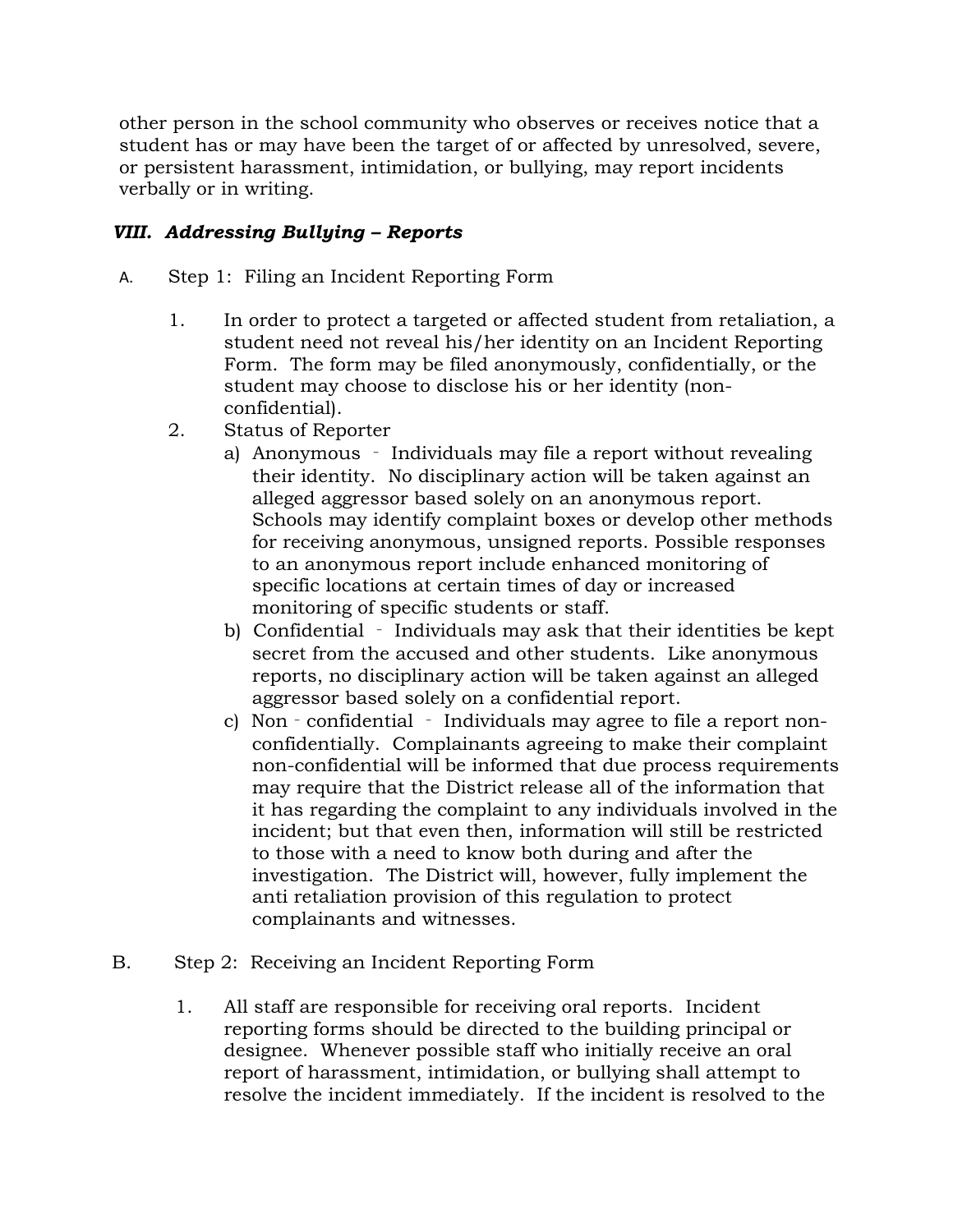other person in the school community who observes or receives notice that a student has or may have been the target of or affected by unresolved, severe, or persistent harassment, intimidation, or bullying, may report incidents verbally or in writing.

### *VIII. Addressing Bullying – Reports*

A. Step 1: Filing an Incident Reporting Form

1. In order to protect a targeted or affected student from retaliation, a student need not reveal his/her identity on an Incident Reporting Form. The form may be filed anonymously, confidentially, or the student may choose to disclose his or her identity (non-confidential).
2. Status of Reporter
   a) Anonymous ‐ Individuals may file a report without revealing their identity. No disciplinary action will be taken against an alleged aggressor based solely on an anonymous report. Schools may identify complaint boxes or develop other methods for receiving anonymous, unsigned reports. Possible responses to an anonymous report include enhanced monitoring of specific locations at certain times of day or increased monitoring of specific students or staff.
   b) Confidential ‐ Individuals may ask that their identities be kept secret from the accused and other students. Like anonymous reports, no disciplinary action will be taken against an alleged aggressor based solely on a confidential report.
   c) Non‐confidential ‐ Individuals may agree to file a report non-confidentially. Complainants agreeing to make their complaint non-confidential will be informed that due process requirements may require that the District release all of the information that it has regarding the complaint to any individuals involved in the incident; but that even then, information will still be restricted to those with a need to know both during and after the investigation. The District will, however, fully implement the anti retaliation provision of this regulation to protect complainants and witnesses.

B. Step 2: Receiving an Incident Reporting Form

1. All staff are responsible for receiving oral reports. Incident reporting forms should be directed to the building principal or designee. Whenever possible staff who initially receive an oral report of harassment, intimidation, or bullying shall attempt to resolve the incident immediately. If the incident is resolved to the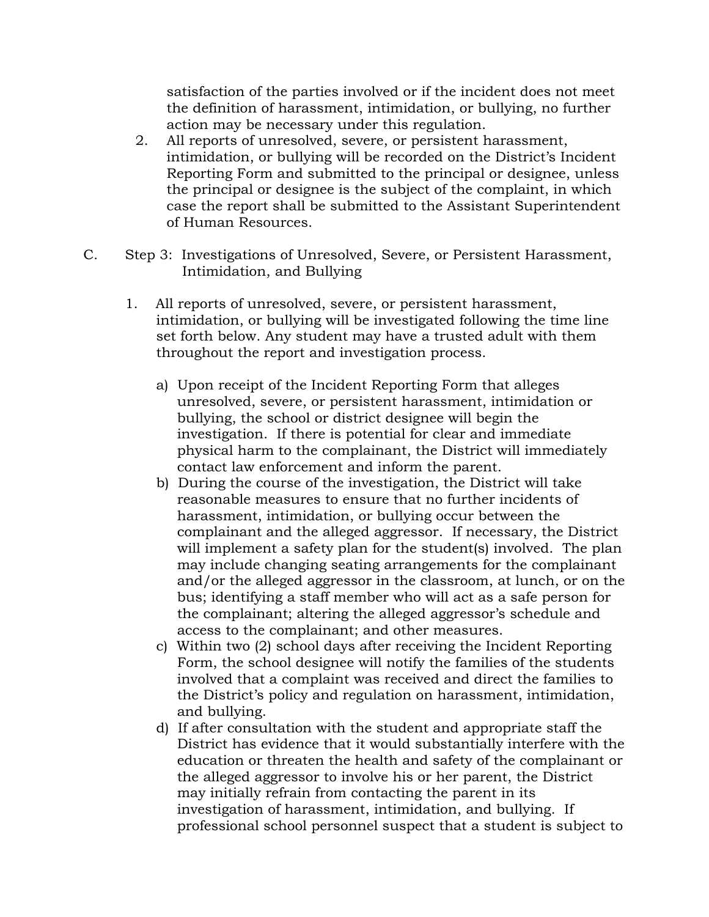satisfaction of the parties involved or if the incident does not meet the definition of harassment, intimidation, or bullying, no further action may be necessary under this regulation.

2. All reports of unresolved, severe, or persistent harassment, intimidation, or bullying will be recorded on the District's Incident Reporting Form and submitted to the principal or designee, unless the principal or designee is the subject of the complaint, in which case the report shall be submitted to the Assistant Superintendent of Human Resources.

C. Step 3: Investigations of Unresolved, Severe, or Persistent Harassment, Intimidation, and Bullying

1. All reports of unresolved, severe, or persistent harassment, intimidation, or bullying will be investigated following the time line set forth below. Any student may have a trusted adult with them throughout the report and investigation process.

   a) Upon receipt of the Incident Reporting Form that alleges unresolved, severe, or persistent harassment, intimidation or bullying, the school or district designee will begin the investigation. If there is potential for clear and immediate physical harm to the complainant, the District will immediately contact law enforcement and inform the parent.

   b) During the course of the investigation, the District will take reasonable measures to ensure that no further incidents of harassment, intimidation, or bullying occur between the complainant and the alleged aggressor. If necessary, the District will implement a safety plan for the student(s) involved. The plan may include changing seating arrangements for the complainant and/or the alleged aggressor in the classroom, at lunch, or on the bus; identifying a staff member who will act as a safe person for the complainant; altering the alleged aggressor's schedule and access to the complainant; and other measures.

   c) Within two (2) school days after receiving the Incident Reporting Form, the school designee will notify the families of the students involved that a complaint was received and direct the families to the District's policy and regulation on harassment, intimidation, and bullying.

   d) If after consultation with the student and appropriate staff the District has evidence that it would substantially interfere with the education or threaten the health and safety of the complainant or the alleged aggressor to involve his or her parent, the District may initially refrain from contacting the parent in its investigation of harassment, intimidation, and bullying. If professional school personnel suspect that a student is subject to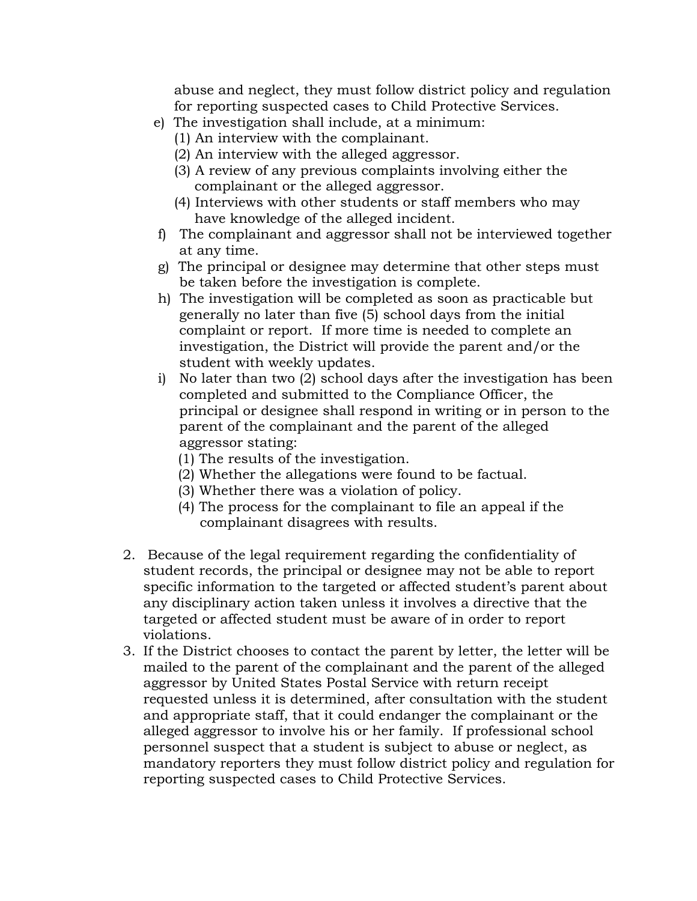abuse and neglect, they must follow district policy and regulation for reporting suspected cases to Child Protective Services.

e) The investigation shall include, at a minimum:
   (1) An interview with the complainant.
   (2) An interview with the alleged aggressor.
   (3) A review of any previous complaints involving either the complainant or the alleged aggressor.
   (4) Interviews with other students or staff members who may have knowledge of the alleged incident.
f) The complainant and aggressor shall not be interviewed together at any time.
g) The principal or designee may determine that other steps must be taken before the investigation is complete.
h) The investigation will be completed as soon as practicable but generally no later than five (5) school days from the initial complaint or report. If more time is needed to complete an investigation, the District will provide the parent and/or the student with weekly updates.
i) No later than two (2) school days after the investigation has been completed and submitted to the Compliance Officer, the principal or designee shall respond in writing or in person to the parent of the complainant and the parent of the alleged aggressor stating:
   (1) The results of the investigation.
   (2) Whether the allegations were found to be factual.
   (3) Whether there was a violation of policy.
   (4) The process for the complainant to file an appeal if the complainant disagrees with results.

2. Because of the legal requirement regarding the confidentiality of student records, the principal or designee may not be able to report specific information to the targeted or affected student's parent about any disciplinary action taken unless it involves a directive that the targeted or affected student must be aware of in order to report violations.
3. If the District chooses to contact the parent by letter, the letter will be mailed to the parent of the complainant and the parent of the alleged aggressor by United States Postal Service with return receipt requested unless it is determined, after consultation with the student and appropriate staff, that it could endanger the complainant or the alleged aggressor to involve his or her family. If professional school personnel suspect that a student is subject to abuse or neglect, as mandatory reporters they must follow district policy and regulation for reporting suspected cases to Child Protective Services.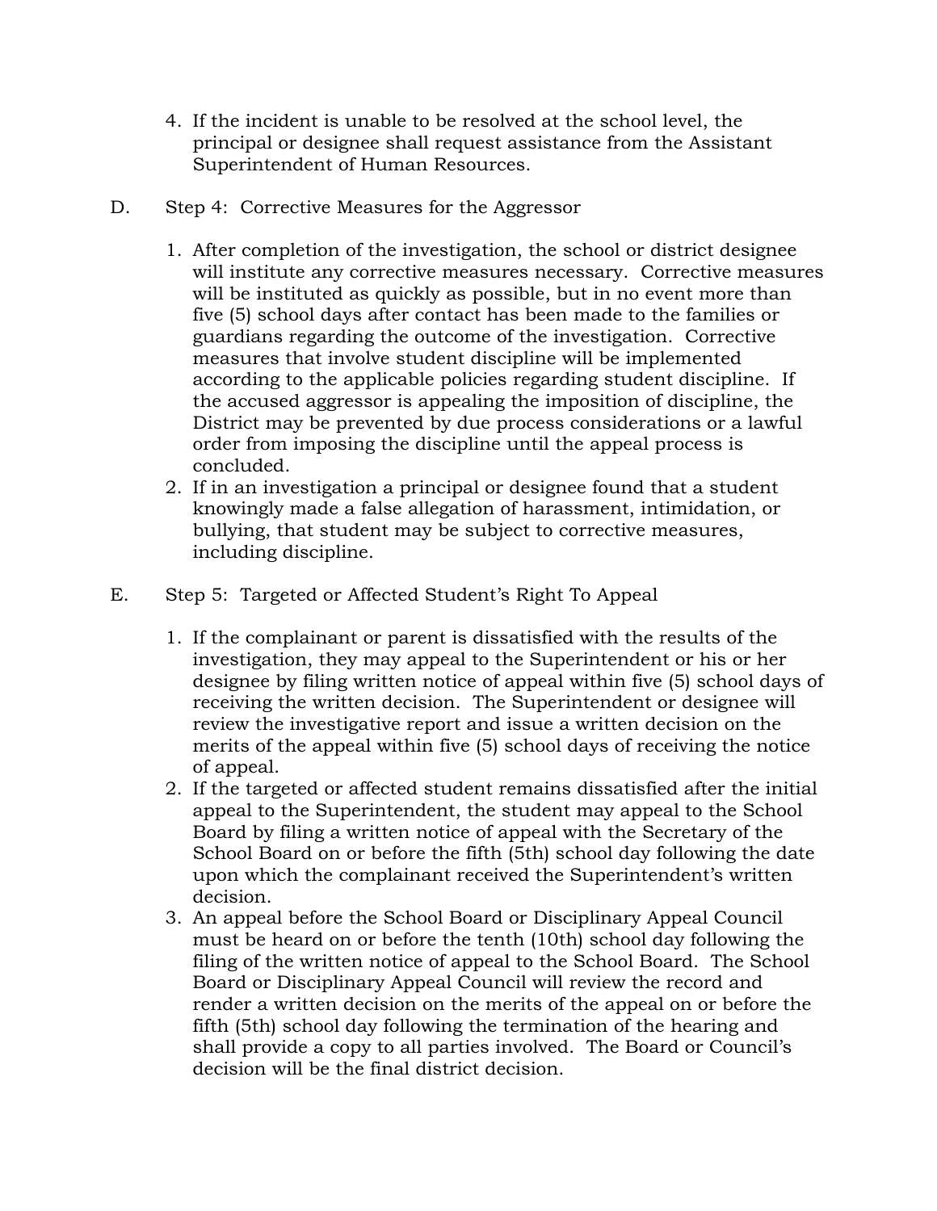4. If the incident is unable to be resolved at the school level, the principal or designee shall request assistance from the Assistant Superintendent of Human Resources.

D. Step 4: Corrective Measures for the Aggressor

1. After completion of the investigation, the school or district designee will institute any corrective measures necessary. Corrective measures will be instituted as quickly as possible, but in no event more than five (5) school days after contact has been made to the families or guardians regarding the outcome of the investigation. Corrective measures that involve student discipline will be implemented according to the applicable policies regarding student discipline. If the accused aggressor is appealing the imposition of discipline, the District may be prevented by due process considerations or a lawful order from imposing the discipline until the appeal process is concluded.
2. If in an investigation a principal or designee found that a student knowingly made a false allegation of harassment, intimidation, or bullying, that student may be subject to corrective measures, including discipline.

E. Step 5: Targeted or Affected Student's Right To Appeal

1. If the complainant or parent is dissatisfied with the results of the investigation, they may appeal to the Superintendent or his or her designee by filing written notice of appeal within five (5) school days of receiving the written decision. The Superintendent or designee will review the investigative report and issue a written decision on the merits of the appeal within five (5) school days of receiving the notice of appeal.
2. If the targeted or affected student remains dissatisfied after the initial appeal to the Superintendent, the student may appeal to the School Board by filing a written notice of appeal with the Secretary of the School Board on or before the fifth (5th) school day following the date upon which the complainant received the Superintendent's written decision.
3. An appeal before the School Board or Disciplinary Appeal Council must be heard on or before the tenth (10th) school day following the filing of the written notice of appeal to the School Board. The School Board or Disciplinary Appeal Council will review the record and render a written decision on the merits of the appeal on or before the fifth (5th) school day following the termination of the hearing and shall provide a copy to all parties involved. The Board or Council's decision will be the final district decision.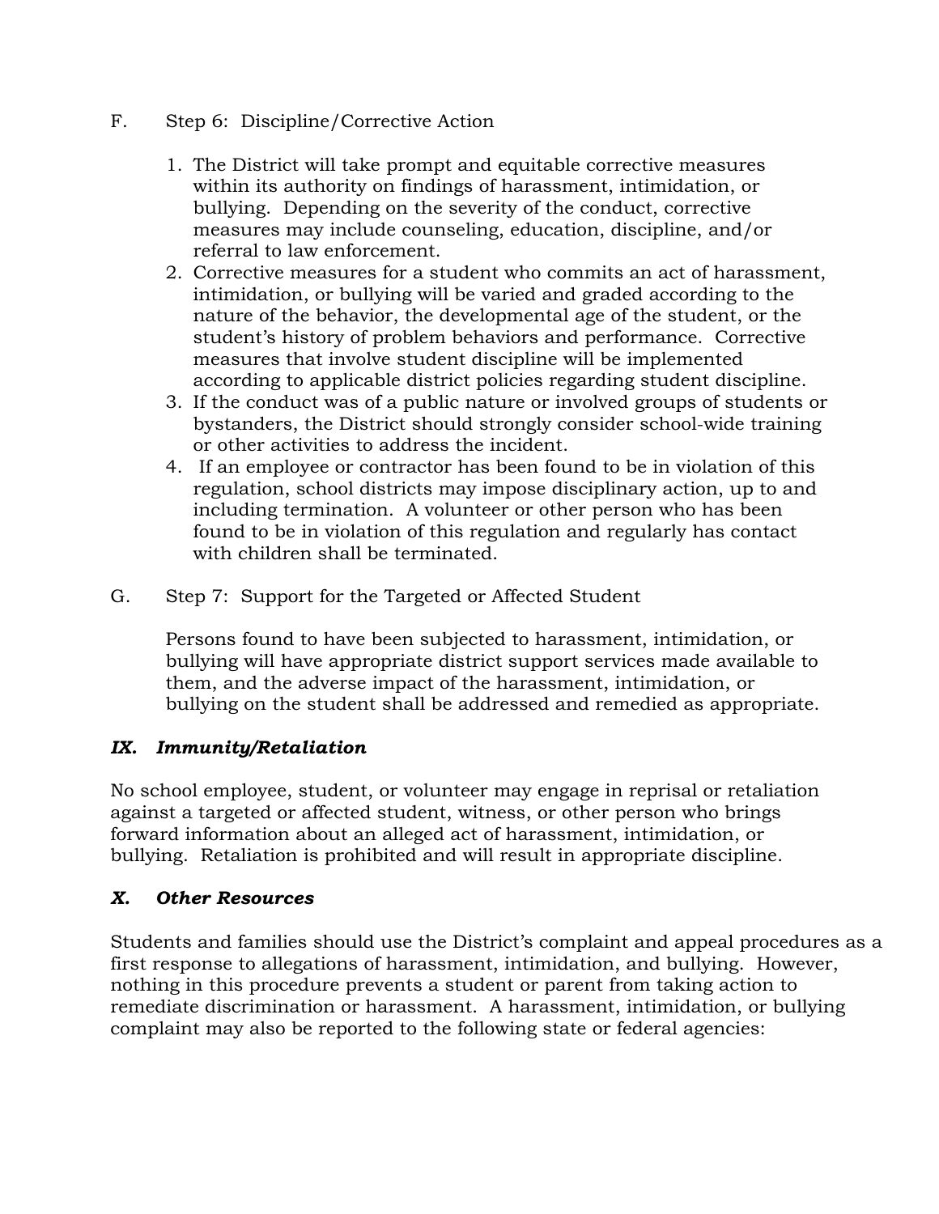F. Step 6: Discipline/Corrective Action

1. The District will take prompt and equitable corrective measures within its authority on findings of harassment, intimidation, or bullying. Depending on the severity of the conduct, corrective measures may include counseling, education, discipline, and/or referral to law enforcement.
2. Corrective measures for a student who commits an act of harassment, intimidation, or bullying will be varied and graded according to the nature of the behavior, the developmental age of the student, or the student's history of problem behaviors and performance. Corrective measures that involve student discipline will be implemented according to applicable district policies regarding student discipline.
3. If the conduct was of a public nature or involved groups of students or bystanders, the District should strongly consider school-wide training or other activities to address the incident.
4. If an employee or contractor has been found to be in violation of this regulation, school districts may impose disciplinary action, up to and including termination. A volunteer or other person who has been found to be in violation of this regulation and regularly has contact with children shall be terminated.

G. Step 7: Support for the Targeted or Affected Student

Persons found to have been subjected to harassment, intimidation, or bullying will have appropriate district support services made available to them, and the adverse impact of the harassment, intimidation, or bullying on the student shall be addressed and remedied as appropriate.

## *IX. Immunity/Retaliation*

No school employee, student, or volunteer may engage in reprisal or retaliation against a targeted or affected student, witness, or other person who brings forward information about an alleged act of harassment, intimidation, or bullying. Retaliation is prohibited and will result in appropriate discipline.

## *X. Other Resources*

Students and families should use the District's complaint and appeal procedures as a first response to allegations of harassment, intimidation, and bullying. However, nothing in this procedure prevents a student or parent from taking action to remediate discrimination or harassment. A harassment, intimidation, or bullying complaint may also be reported to the following state or federal agencies: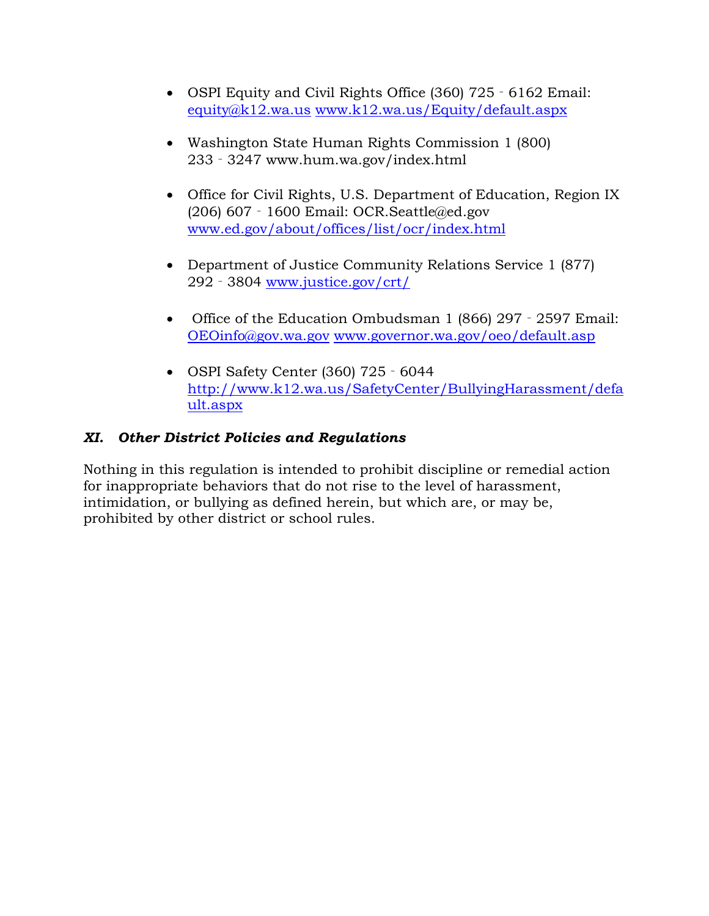- OSPI Equity and Civil Rights Office (360) 725 - 6162 Email: equity@k12.wa.us www.k12.wa.us/Equity/default.aspx

- Washington State Human Rights Commission 1 (800) 233 - 3247 www.hum.wa.gov/index.html

- Office for Civil Rights, U.S. Department of Education, Region IX (206) 607 - 1600 Email: OCR.Seattle@ed.gov www.ed.gov/about/offices/list/ocr/index.html

- Department of Justice Community Relations Service 1 (877) 292 - 3804 www.justice.gov/crt/

- Office of the Education Ombudsman 1 (866) 297 - 2597 Email: OEOinfo@gov.wa.gov www.governor.wa.gov/oeo/default.asp

- OSPI Safety Center (360) 725 - 6044 http://www.k12.wa.us/SafetyCenter/BullyingHarassment/default.aspx

### *XI. Other District Policies and Regulations*

Nothing in this regulation is intended to prohibit discipline or remedial action for inappropriate behaviors that do not rise to the level of harassment, intimidation, or bullying as defined herein, but which are, or may be, prohibited by other district or school rules.